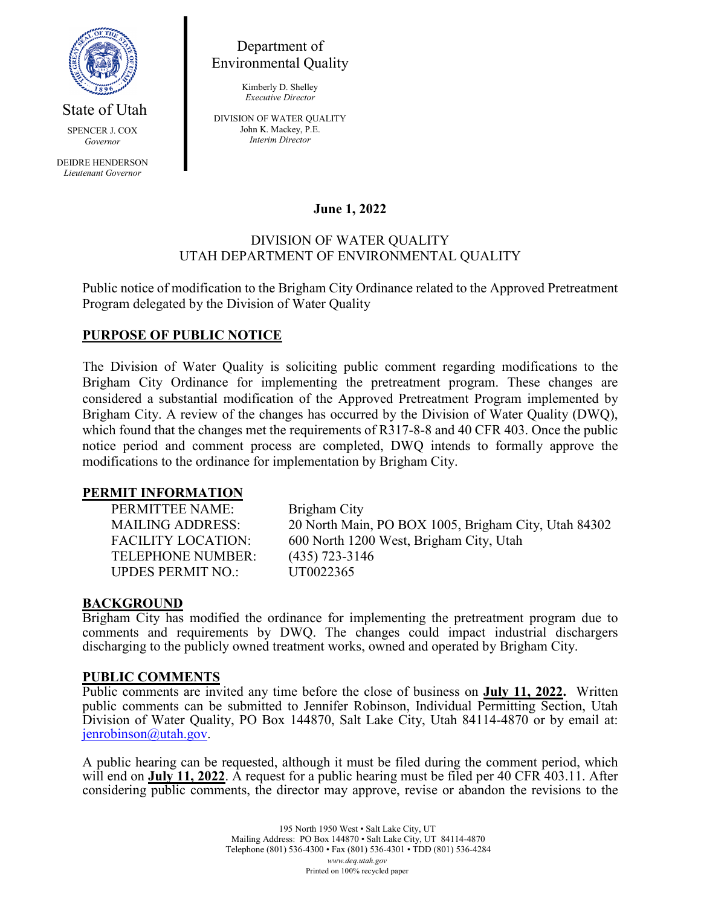State of Utah

SPENCER J. COX
*Governor*

DEIDRE HENDERSON
*Lieutenant Governor*

Department of Environmental Quality

Kimberly D. Shelley
*Executive Director*

DIVISION OF WATER QUALITY
John K. Mackey, P.E.
*Interim Director*

**June 1, 2022**

DIVISION OF WATER QUALITY
UTAH DEPARTMENT OF ENVIRONMENTAL QUALITY

Public notice of modification to the Brigham City Ordinance related to the Approved Pretreatment Program delegated by the Division of Water Quality

## PURPOSE OF PUBLIC NOTICE

The Division of Water Quality is soliciting public comment regarding modifications to the Brigham City Ordinance for implementing the pretreatment program. These changes are considered a substantial modification of the Approved Pretreatment Program implemented by Brigham City. A review of the changes has occurred by the Division of Water Quality (DWQ), which found that the changes met the requirements of R317-8-8 and 40 CFR 403. Once the public notice period and comment process are completed, DWQ intends to formally approve the modifications to the ordinance for implementation by Brigham City.

## PERMIT INFORMATION

| | |
|---|---|
| PERMITTEE NAME: | Brigham City |
| MAILING ADDRESS: | 20 North Main, PO BOX 1005, Brigham City, Utah 84302 |
| FACILITY LOCATION: | 600 North 1200 West, Brigham City, Utah |
| TELEPHONE NUMBER: | (435) 723-3146 |
| UPDES PERMIT NO.: | UT0022365 |

## BACKGROUND

Brigham City has modified the ordinance for implementing the pretreatment program due to comments and requirements by DWQ. The changes could impact industrial dischargers discharging to the publicly owned treatment works, owned and operated by Brigham City.

## PUBLIC COMMENTS

Public comments are invited any time before the close of business on **July 11, 2022.** Written public comments can be submitted to Jennifer Robinson, Individual Permitting Section, Utah Division of Water Quality, PO Box 144870, Salt Lake City, Utah 84114-4870 or by email at: jenrobinson@utah.gov.

A public hearing can be requested, although it must be filed during the comment period, which will end on **July 11, 2022**. A request for a public hearing must be filed per 40 CFR 403.11. After considering public comments, the director may approve, revise or abandon the revisions to the

195 North 1950 West • Salt Lake City, UT
Mailing Address: PO Box 144870 • Salt Lake City, UT 84114-4870
Telephone (801) 536-4300 • Fax (801) 536-4301 • TDD (801) 536-4284
*www.deq.utah.gov*
Printed on 100% recycled paper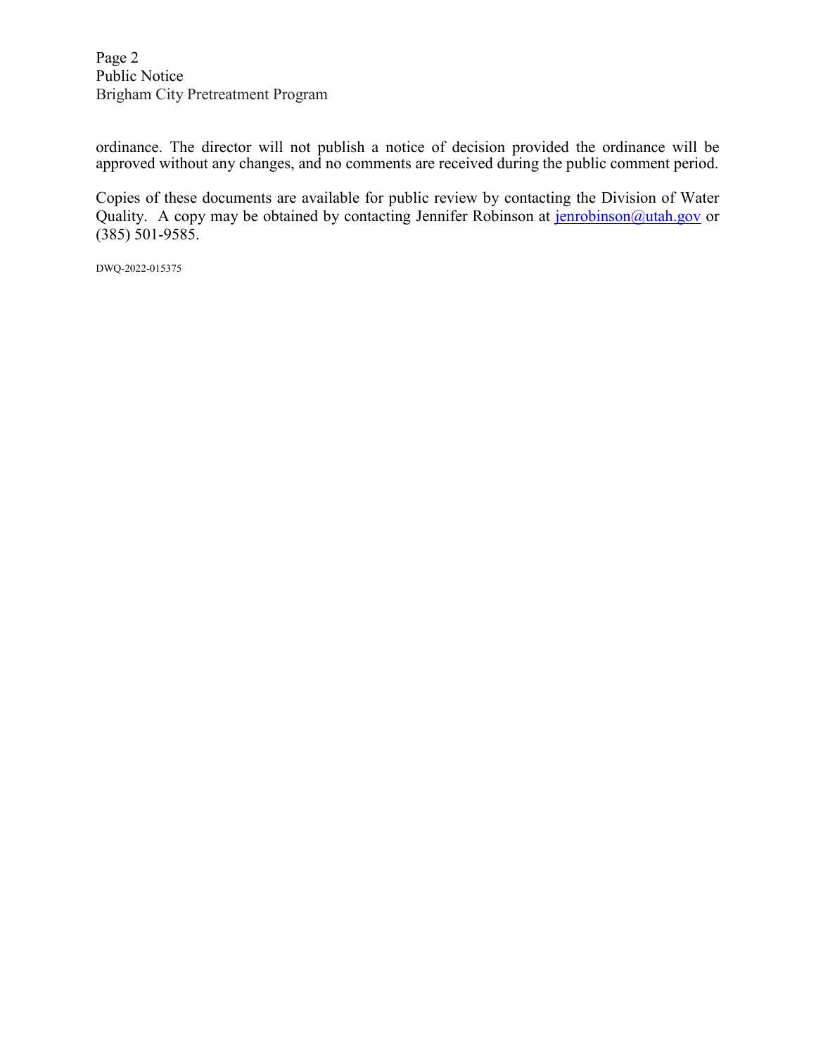ordinance. The director will not publish a notice of decision provided the ordinance will be approved without any changes, and no comments are received during the public comment period.

Copies of these documents are available for public review by contacting the Division of Water Quality. A copy may be obtained by contacting Jennifer Robinson at jenrobinson@utah.gov or (385) 501-9585.

DWQ-2022-015375